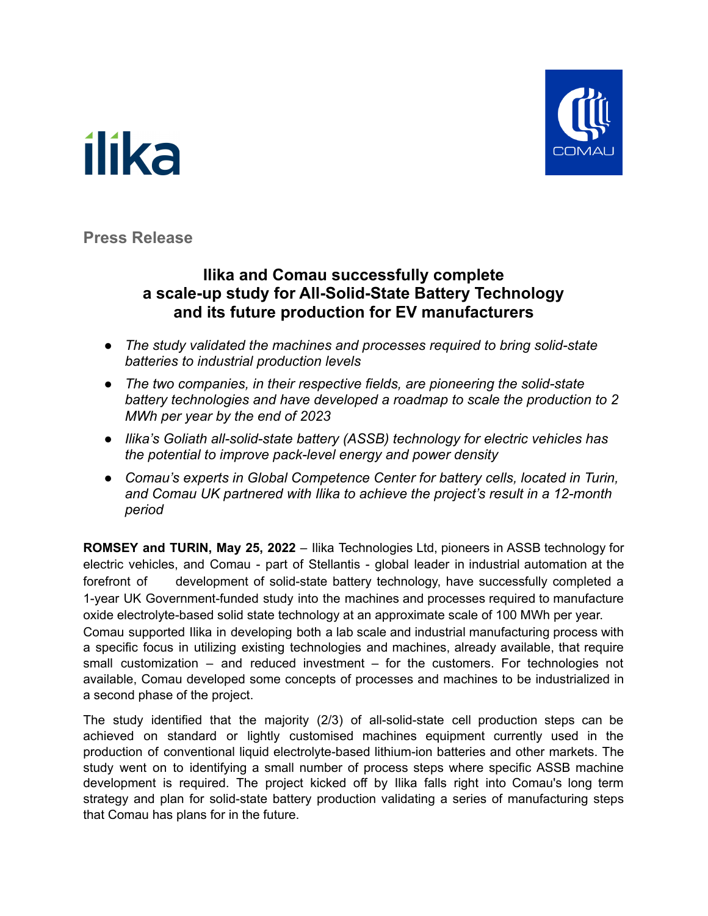**Press Release**

# Ilika and Comau successfully complete a scale-up study for All-Solid-State Battery Technology and its future production for EV manufacturers

- *The study validated the machines and processes required to bring solid-state batteries to industrial production levels*
- *The two companies, in their respective fields, are pioneering the solid-state battery technologies and have developed a roadmap to scale the production to 2 MWh per year by the end of 2023*
- *Ilika's Goliath all-solid-state battery (ASSB) technology for electric vehicles has the potential to improve pack-level energy and power density*
- *Comau's experts in Global Competence Center for battery cells, located in Turin, and Comau UK partnered with Ilika to achieve the project's result in a 12-month period*

**ROMSEY and TURIN, May 25, 2022** – Ilika Technologies Ltd, pioneers in ASSB technology for electric vehicles, and Comau - part of Stellantis - global leader in industrial automation at the forefront of development of solid-state battery technology, have successfully completed a 1-year UK Government-funded study into the machines and processes required to manufacture oxide electrolyte-based solid state technology at an approximate scale of 100 MWh per year. Comau supported Ilika in developing both a lab scale and industrial manufacturing process with a specific focus in utilizing existing technologies and machines, already available, that require small customization – and reduced investment – for the customers. For technologies not available, Comau developed some concepts of processes and machines to be industrialized in a second phase of the project.

The study identified that the majority (2/3) of all-solid-state cell production steps can be achieved on standard or lightly customised machines equipment currently used in the production of conventional liquid electrolyte-based lithium-ion batteries and other markets. The study went on to identifying a small number of process steps where specific ASSB machine development is required. The project kicked off by Ilika falls right into Comau's long term strategy and plan for solid-state battery production validating a series of manufacturing steps that Comau has plans for in the future.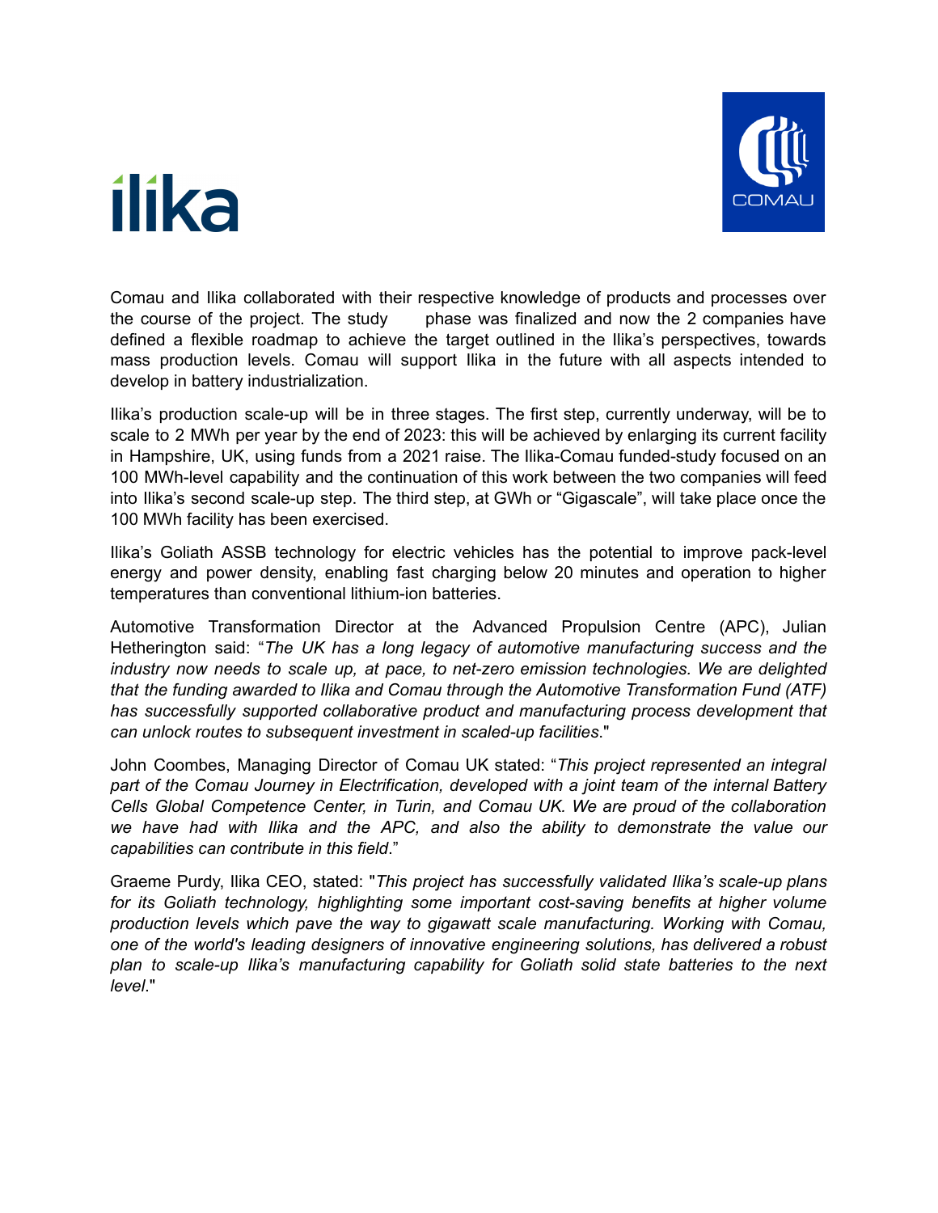Comau and Ilika collaborated with their respective knowledge of products and processes over the course of the project. The study phase was finalized and now the 2 companies have defined a flexible roadmap to achieve the target outlined in the Ilika's perspectives, towards mass production levels. Comau will support Ilika in the future with all aspects intended to develop in battery industrialization.

Ilika's production scale-up will be in three stages. The first step, currently underway, will be to scale to 2 MWh per year by the end of 2023: this will be achieved by enlarging its current facility in Hampshire, UK, using funds from a 2021 raise. The Ilika-Comau funded-study focused on an 100 MWh-level capability and the continuation of this work between the two companies will feed into Ilika's second scale-up step. The third step, at GWh or "Gigascale", will take place once the 100 MWh facility has been exercised.

Ilika's Goliath ASSB technology for electric vehicles has the potential to improve pack-level energy and power density, enabling fast charging below 20 minutes and operation to higher temperatures than conventional lithium-ion batteries.

Automotive Transformation Director at the Advanced Propulsion Centre (APC), Julian Hetherington said: "*The UK has a long legacy of automotive manufacturing success and the industry now needs to scale up, at pace, to net-zero emission technologies. We are delighted that the funding awarded to Ilika and Comau through the Automotive Transformation Fund (ATF) has successfully supported collaborative product and manufacturing process development that can unlock routes to subsequent investment in scaled-up facilities*."

John Coombes, Managing Director of Comau UK stated: "*This project represented an integral part of the Comau Journey in Electrification, developed with a joint team of the internal Battery Cells Global Competence Center, in Turin, and Comau UK. We are proud of the collaboration we have had with Ilika and the APC, and also the ability to demonstrate the value our capabilities can contribute in this field*."

Graeme Purdy, Ilika CEO, stated: "*This project has successfully validated Ilika's scale-up plans for its Goliath technology, highlighting some important cost-saving benefits at higher volume production levels which pave the way to gigawatt scale manufacturing. Working with Comau, one of the world's leading designers of innovative engineering solutions, has delivered a robust plan to scale-up Ilika's manufacturing capability for Goliath solid state batteries to the next level*."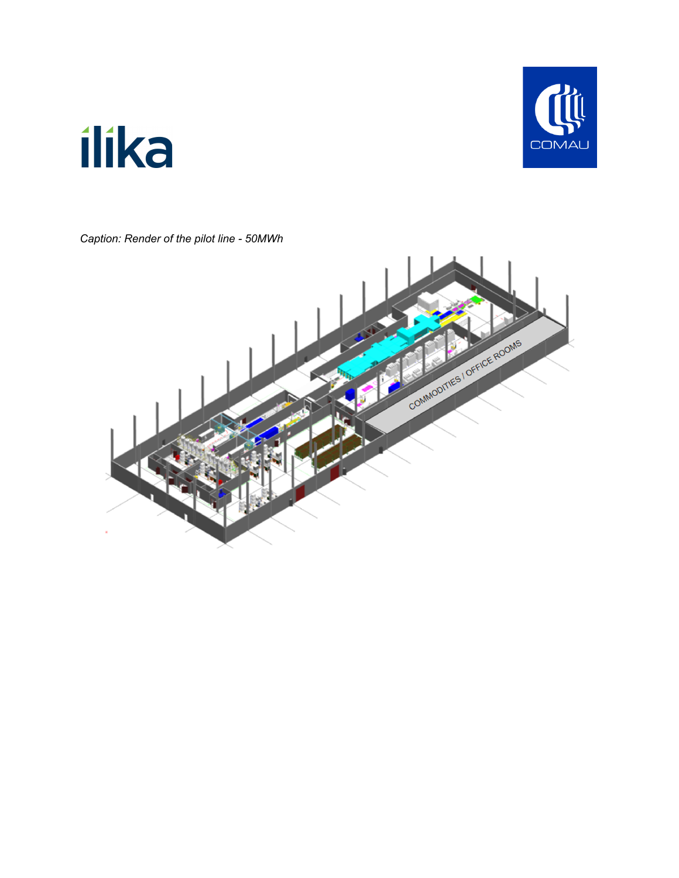*Caption: Render of the pilot line - 50MWh*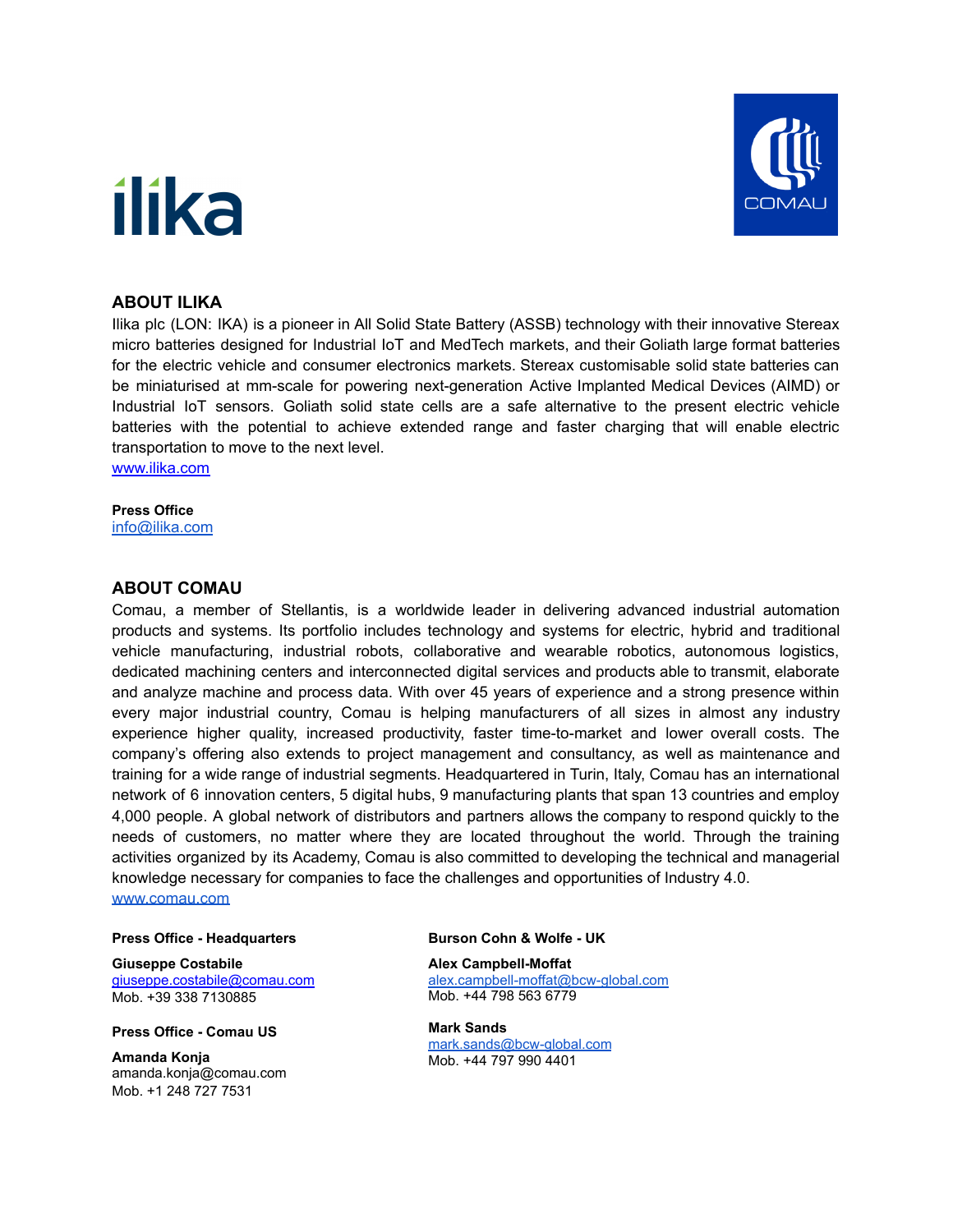## ABOUT ILIKA

Ilika plc (LON: IKA) is a pioneer in All Solid State Battery (ASSB) technology with their innovative Stereax micro batteries designed for Industrial IoT and MedTech markets, and their Goliath large format batteries for the electric vehicle and consumer electronics markets. Stereax customisable solid state batteries can be miniaturised at mm-scale for powering next-generation Active Implanted Medical Devices (AIMD) or Industrial IoT sensors. Goliath solid state cells are a safe alternative to the present electric vehicle batteries with the potential to achieve extended range and faster charging that will enable electric transportation to move to the next level.
www.ilika.com

**Press Office**
info@ilika.com

## ABOUT COMAU

Comau, a member of Stellantis, is a worldwide leader in delivering advanced industrial automation products and systems. Its portfolio includes technology and systems for electric, hybrid and traditional vehicle manufacturing, industrial robots, collaborative and wearable robotics, autonomous logistics, dedicated machining centers and interconnected digital services and products able to transmit, elaborate and analyze machine and process data. With over 45 years of experience and a strong presence within every major industrial country, Comau is helping manufacturers of all sizes in almost any industry experience higher quality, increased productivity, faster time-to-market and lower overall costs. The company's offering also extends to project management and consultancy, as well as maintenance and training for a wide range of industrial segments. Headquartered in Turin, Italy, Comau has an international network of 6 innovation centers, 5 digital hubs, 9 manufacturing plants that span 13 countries and employ 4,000 people. A global network of distributors and partners allows the company to respond quickly to the needs of customers, no matter where they are located throughout the world. Through the training activities organized by its Academy, Comau is also committed to developing the technical and managerial knowledge necessary for companies to face the challenges and opportunities of Industry 4.0.
www.comau.com

**Press Office - Headquarters**

**Giuseppe Costabile**
giuseppe.costabile@comau.com
Mob. +39 338 7130885

**Press Office - Comau US**

**Amanda Konja**
amanda.konja@comau.com
Mob. +1 248 727 7531

**Burson Cohn & Wolfe - UK**

**Alex Campbell-Moffat**
alex.campbell-moffat@bcw-global.com
Mob. +44 798 563 6779

**Mark Sands**
mark.sands@bcw-global.com
Mob. +44 797 990 4401